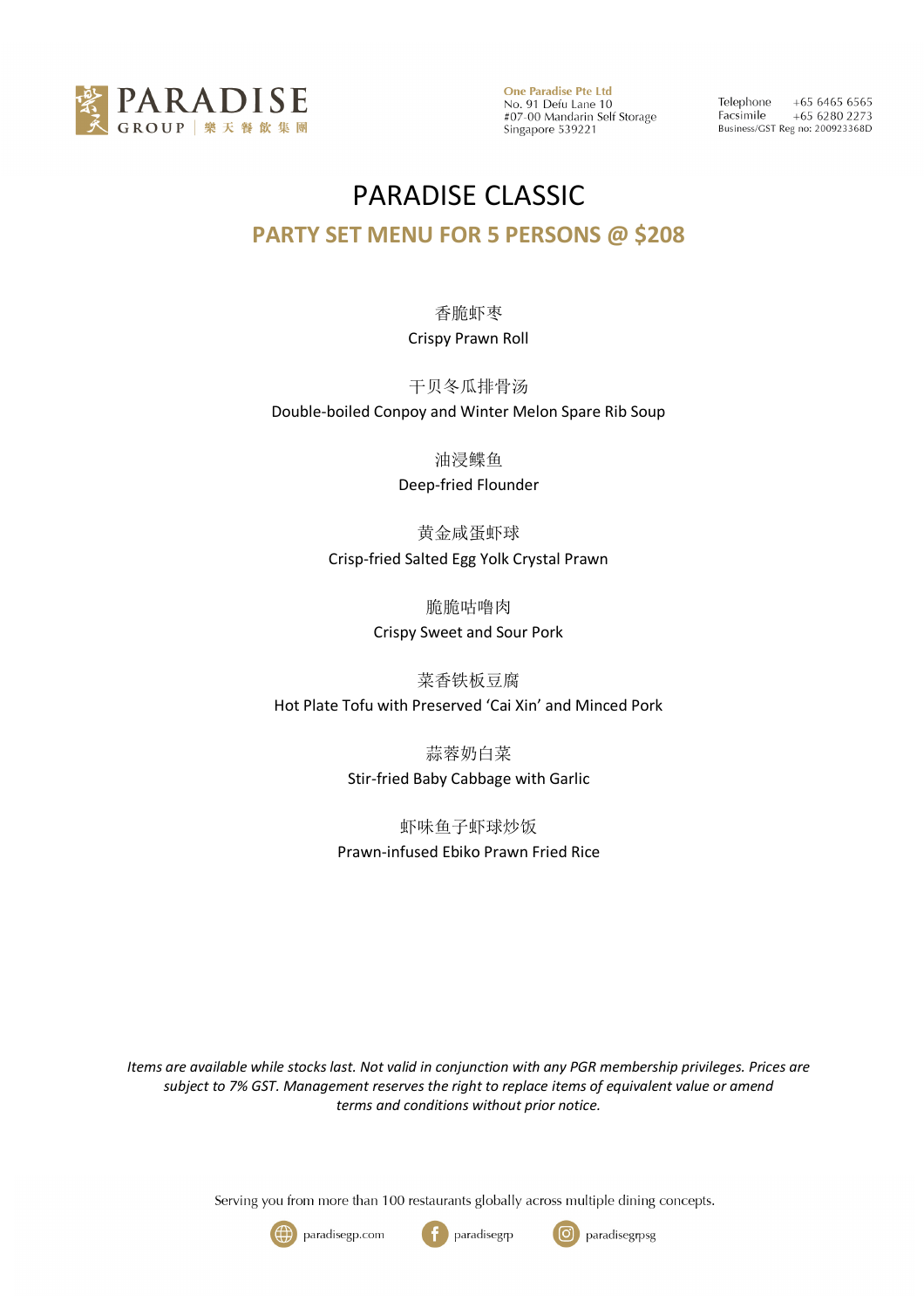PARADISE GROUP | 樂天餐飲集團

**One Paradise Pte Ltd**
No. 91 Defu Lane 10
#07-00 Mandarin Self Storage
Singapore 539221

Telephone +65 6465 6565
Facsimile +65 6280 2273
Business/GST Reg no: 200923368D

# PARADISE CLASSIC

## PARTY SET MENU FOR 5 PERSONS @ $208

香脆虾枣
Crispy Prawn Roll

干贝冬瓜排骨汤
Double-boiled Conpoy and Winter Melon Spare Rib Soup

油浸鲽鱼
Deep-fried Flounder

黄金咸蛋虾球
Crisp-fried Salted Egg Yolk Crystal Prawn

脆脆咕噜肉
Crispy Sweet and Sour Pork

菜香铁板豆腐
Hot Plate Tofu with Preserved 'Cai Xin' and Minced Pork

蒜蓉奶白菜
Stir-fried Baby Cabbage with Garlic

虾味鱼子虾球炒饭
Prawn-infused Ebiko Prawn Fried Rice

*Items are available while stocks last. Not valid in conjunction with any PGR membership privileges. Prices are subject to 7% GST. Management reserves the right to replace items of equivalent value or amend terms and conditions without prior notice.*

Serving you from more than 100 restaurants globally across multiple dining concepts.

paradisegp.com | paradisegrp | paradisegrpsg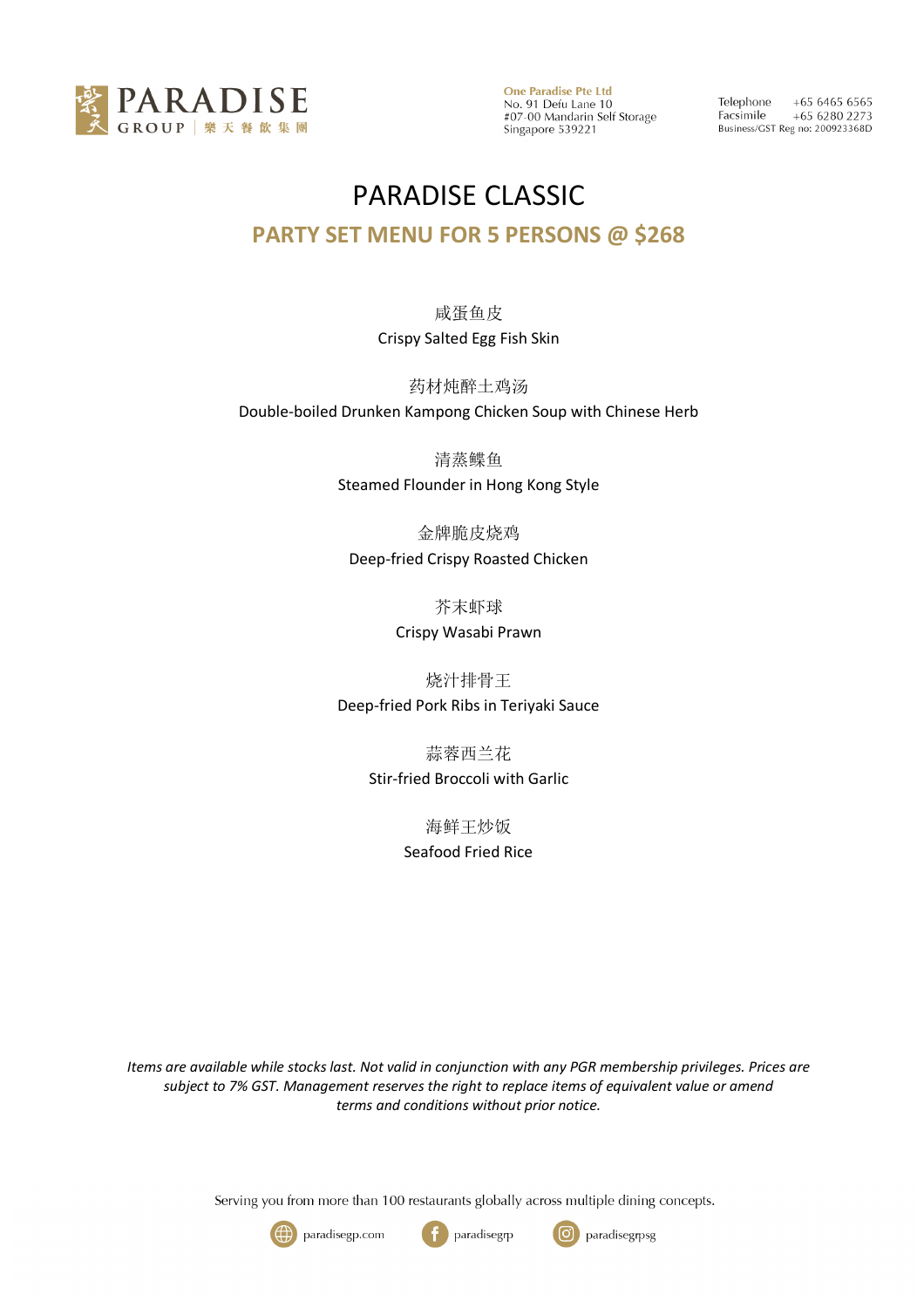PARADISE GROUP | 樂天餐飲集團

**One Paradise Pte Ltd**
No. 91 Defu Lane 10
#07-00 Mandarin Self Storage
Singapore 539221

Telephone +65 6465 6565
Facsimile +65 6280 2273
Business/GST Reg no: 200923368D

# PARADISE CLASSIC

## PARTY SET MENU FOR 5 PERSONS @ $268

咸蛋鱼皮
Crispy Salted Egg Fish Skin

药材炖醉土鸡汤
Double-boiled Drunken Kampong Chicken Soup with Chinese Herb

清蒸鲽鱼
Steamed Flounder in Hong Kong Style

金牌脆皮烧鸡
Deep-fried Crispy Roasted Chicken

芥末虾球
Crispy Wasabi Prawn

烧汁排骨王
Deep-fried Pork Ribs in Teriyaki Sauce

蒜蓉西兰花
Stir-fried Broccoli with Garlic

海鲜王炒饭
Seafood Fried Rice

*Items are available while stocks last. Not valid in conjunction with any PGR membership privileges. Prices are subject to 7% GST. Management reserves the right to replace items of equivalent value or amend terms and conditions without prior notice.*

Serving you from more than 100 restaurants globally across multiple dining concepts.

paradisegp.com paradisegrp paradisegrpsg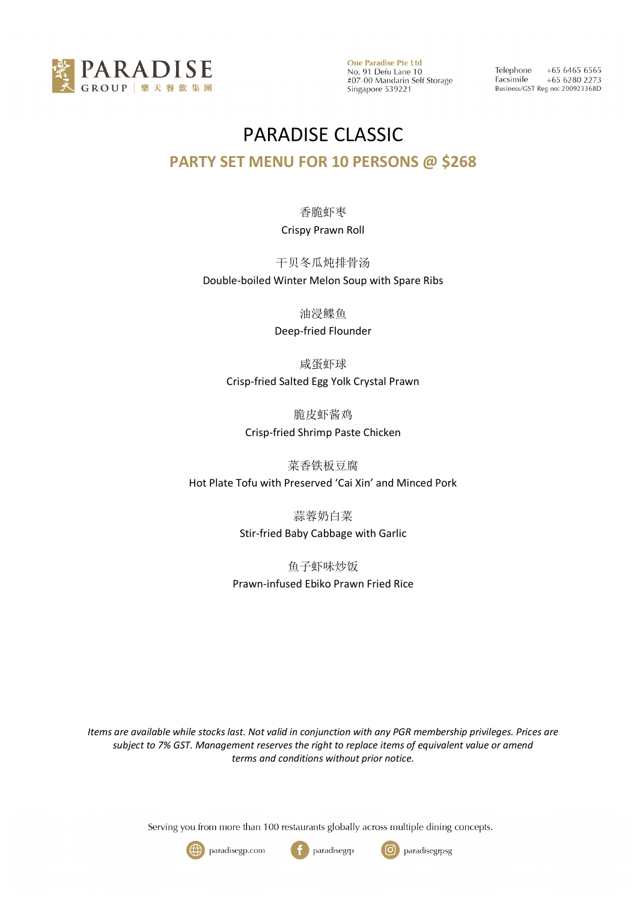PARADISE GROUP | 樂天餐飲集團

One Paradise Pte Ltd
No. 91 Defu Lane 10
#07-00 Mandarin Self Storage
Singapore 539221

Telephone +65 6465 6565
Facsimile +65 6280 2273
Business/GST Reg no: 200923368D

# PARADISE CLASSIC

## PARTY SET MENU FOR 10 PERSONS @ $268

香脆虾枣
Crispy Prawn Roll

干贝冬瓜炖排骨汤
Double-boiled Winter Melon Soup with Spare Ribs

油浸鲽鱼
Deep-fried Flounder

咸蛋虾球
Crisp-fried Salted Egg Yolk Crystal Prawn

脆皮虾酱鸡
Crisp-fried Shrimp Paste Chicken

菜香铁板豆腐
Hot Plate Tofu with Preserved 'Cai Xin' and Minced Pork

蒜蓉奶白菜
Stir-fried Baby Cabbage with Garlic

鱼子虾味炒饭
Prawn-infused Ebiko Prawn Fried Rice

*Items are available while stocks last. Not valid in conjunction with any PGR membership privileges. Prices are subject to 7% GST. Management reserves the right to replace items of equivalent value or amend terms and conditions without prior notice.*

Serving you from more than 100 restaurants globally across multiple dining concepts.

paradisegp.com paradisegrp paradisegrpsg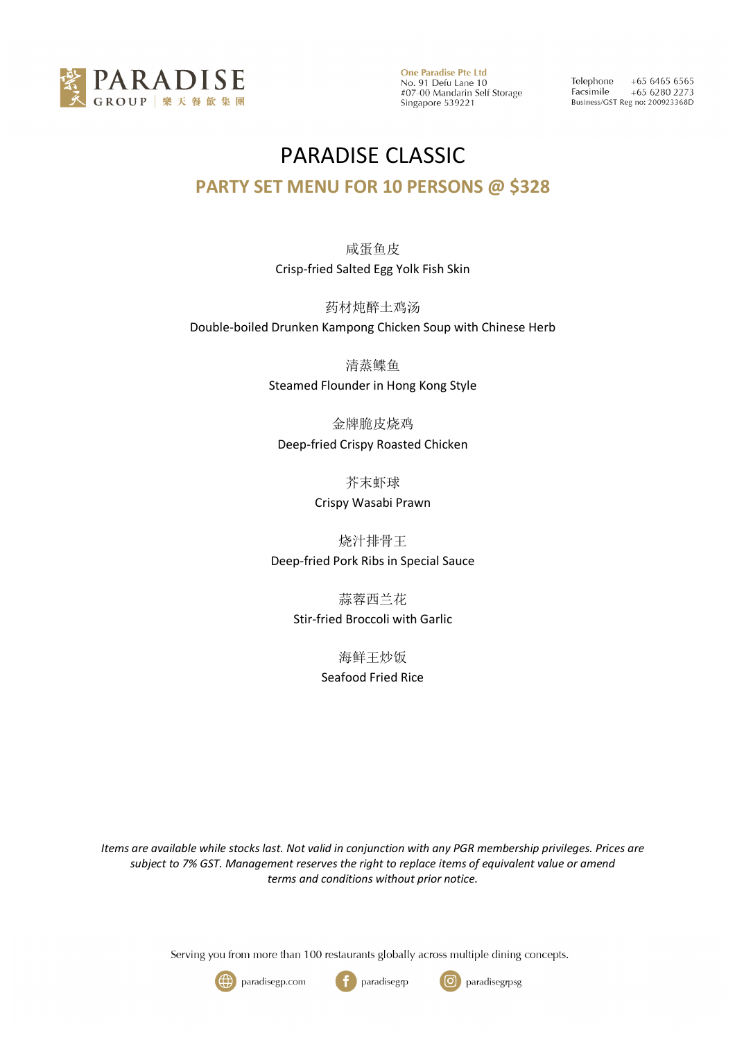PARADISE GROUP | 樂天餐飲集團

**One Paradise Pte Ltd**
No. 91 Defu Lane 10
#07-00 Mandarin Self Storage
Singapore 539221

Telephone +65 6465 6565
Facsimile +65 6280 2273
Business/GST Reg no: 200923368D

# PARADISE CLASSIC

## PARTY SET MENU FOR 10 PERSONS @ $328

咸蛋鱼皮
Crisp-fried Salted Egg Yolk Fish Skin

药材炖醉土鸡汤
Double-boiled Drunken Kampong Chicken Soup with Chinese Herb

清蒸鲽鱼
Steamed Flounder in Hong Kong Style

金牌脆皮烧鸡
Deep-fried Crispy Roasted Chicken

芥末虾球
Crispy Wasabi Prawn

烧汁排骨王
Deep-fried Pork Ribs in Special Sauce

蒜蓉西兰花
Stir-fried Broccoli with Garlic

海鲜王炒饭
Seafood Fried Rice

*Items are available while stocks last. Not valid in conjunction with any PGR membership privileges. Prices are subject to 7% GST. Management reserves the right to replace items of equivalent value or amend terms and conditions without prior notice.*

Serving you from more than 100 restaurants globally across multiple dining concepts.

paradisegp.com paradisegrp paradisegrpsg